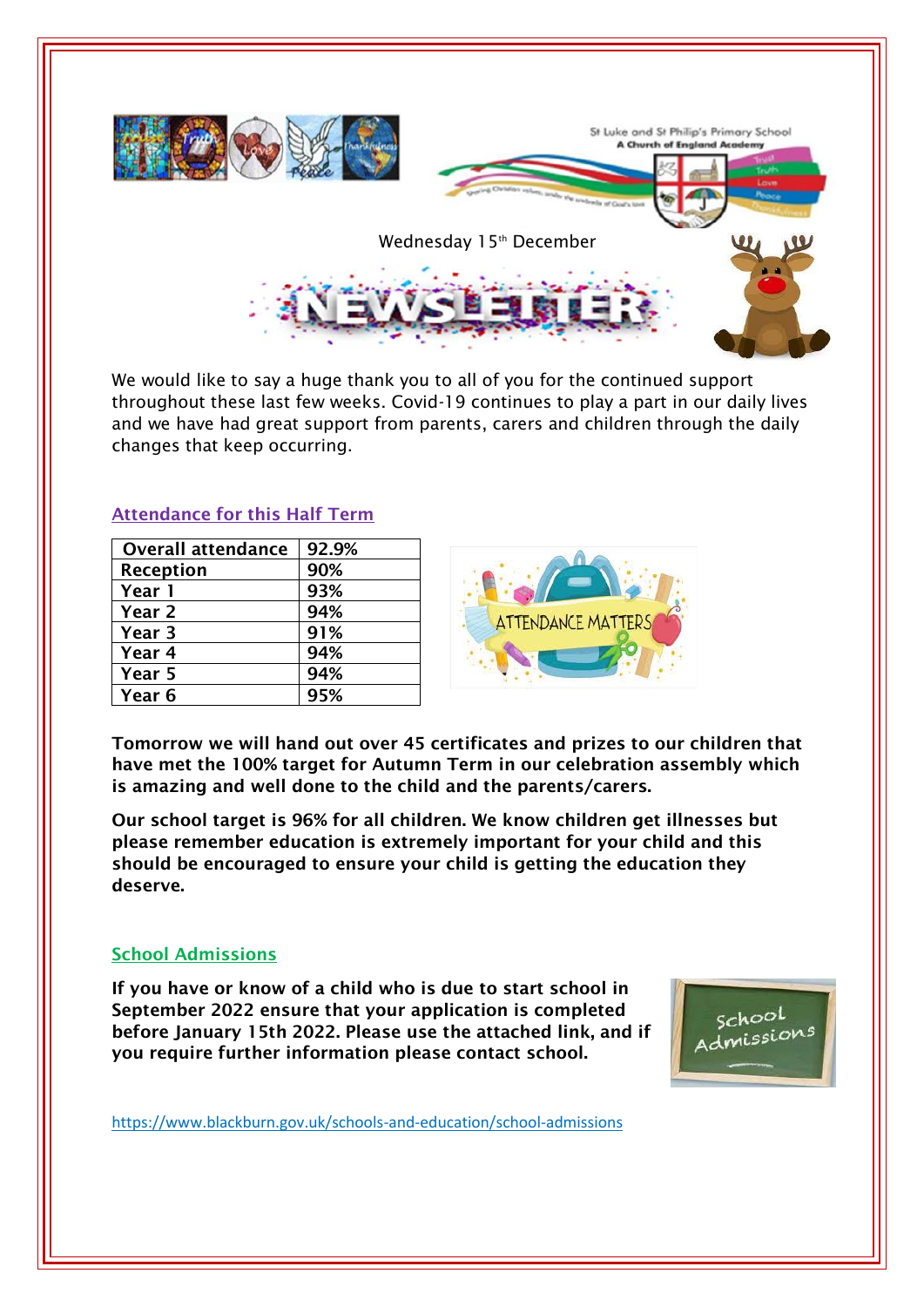Wednesday 15th December

# NEWSLETTER

We would like to say a huge thank you to all of you for the continued support throughout these last few weeks. Covid-19 continues to play a part in our daily lives and we have had great support from parents, carers and children through the daily changes that keep occurring.

## Attendance for this Half Term

| Overall attendance | 92.9% |
|---|---|
| Reception | 90% |
| Year 1 | 93% |
| Year 2 | 94% |
| Year 3 | 91% |
| Year 4 | 94% |
| Year 5 | 94% |
| Year 6 | 95% |

**Tomorrow we will hand out over 45 certificates and prizes to our children that have met the 100% target for Autumn Term in our celebration assembly which is amazing and well done to the child and the parents/carers.**

**Our school target is 96% for all children. We know children get illnesses but please remember education is extremely important for your child and this should be encouraged to ensure your child is getting the education they deserve.**

## School Admissions

**If you have or know of a child who is due to start school in September 2022 ensure that your application is completed before January 15th 2022. Please use the attached link, and if you require further information please contact school.**

https://www.blackburn.gov.uk/schools-and-education/school-admissions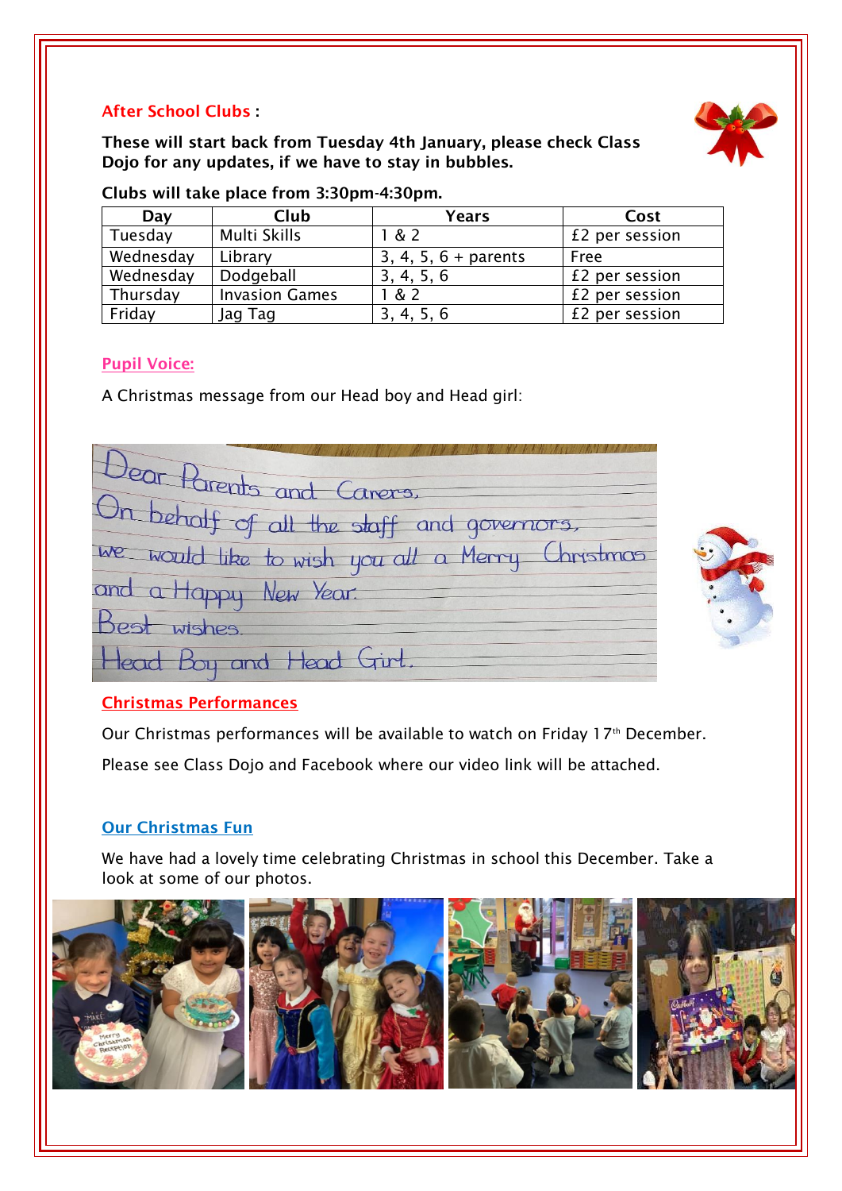**After School Clubs :**

**These will start back from Tuesday 4th January, please check Class Dojo for any updates, if we have to stay in bubbles.**

**Clubs will take place from 3:30pm-4:30pm.**

| Day | Club | Years | Cost |
|---|---|---|---|
| Tuesday | Multi Skills | 1 & 2 | £2 per session |
| Wednesday | Library | 3, 4, 5, 6 + parents | Free |
| Wednesday | Dodgeball | 3, 4, 5, 6 | £2 per session |
| Thursday | Invasion Games | 1 & 2 | £2 per session |
| Friday | Jag Tag | 3, 4, 5, 6 | £2 per session |

## Pupil Voice:

A Christmas message from our Head boy and Head girl:

Dear Parents and Carers,
On behalf of all the staff and governors,
we would like to wish you all a Merry Christmas
and a Happy New Year.
Best wishes
Head Boy and Head Girl.

## Christmas Performances

Our Christmas performances will be available to watch on Friday 17th December.

Please see Class Dojo and Facebook where our video link will be attached.

## Our Christmas Fun

We have had a lovely time celebrating Christmas in school this December. Take a look at some of our photos.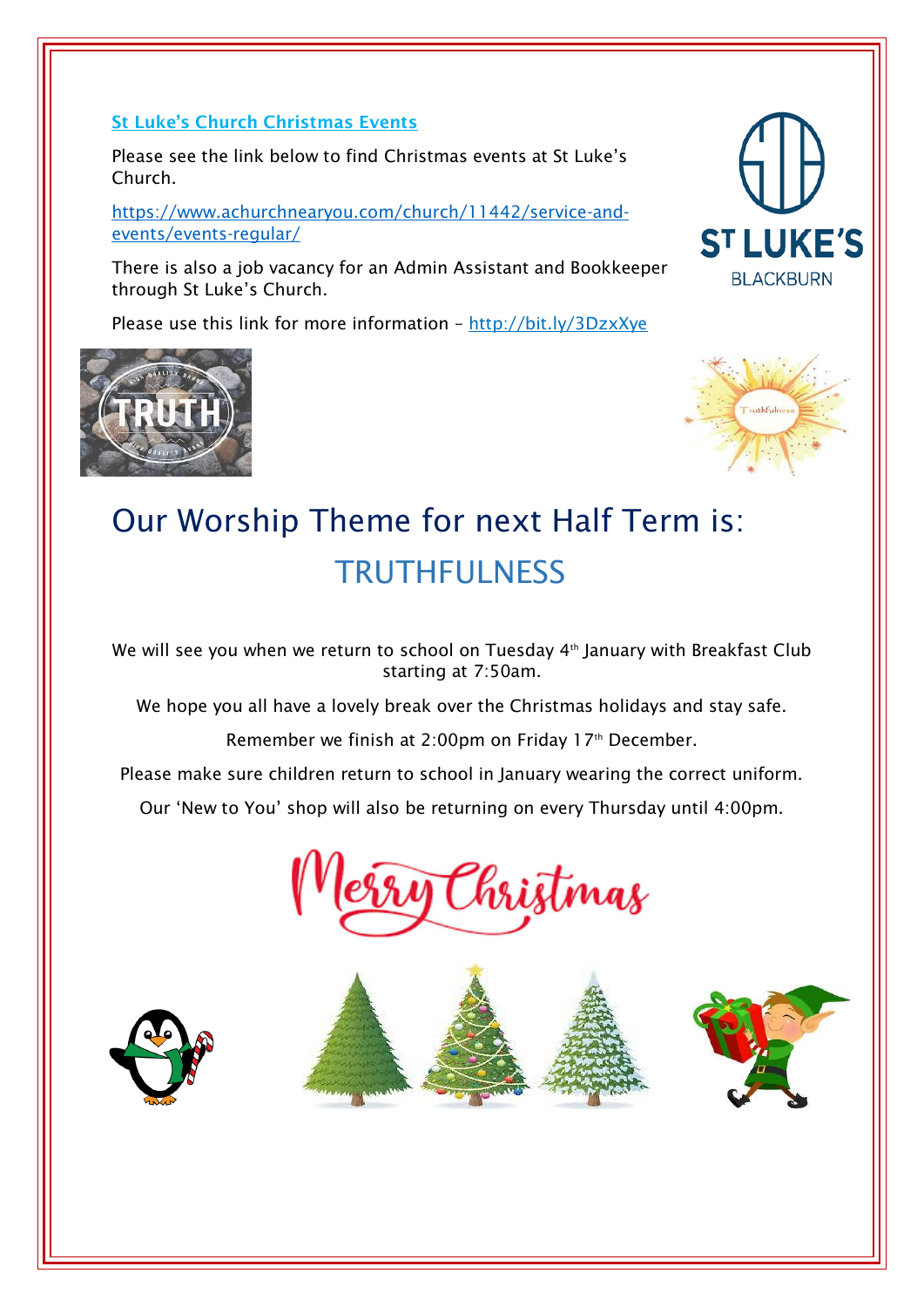## St Luke's Church Christmas Events

Please see the link below to find Christmas events at St Luke's Church.

https://www.achurchnearyou.com/church/11442/service-and-events/events-regular/

There is also a job vacancy for an Admin Assistant and Bookkeeper through St Luke's Church.

Please use this link for more information – http://bit.ly/3DzxXye

# Our Worship Theme for next Half Term is:

# TRUTHFULNESS

We will see you when we return to school on Tuesday 4th January with Breakfast Club starting at 7:50am.

We hope you all have a lovely break over the Christmas holidays and stay safe.

Remember we finish at 2:00pm on Friday 17th December.

Please make sure children return to school in January wearing the correct uniform.

Our 'New to You' shop will also be returning on every Thursday until 4:00pm.

Merry Christmas